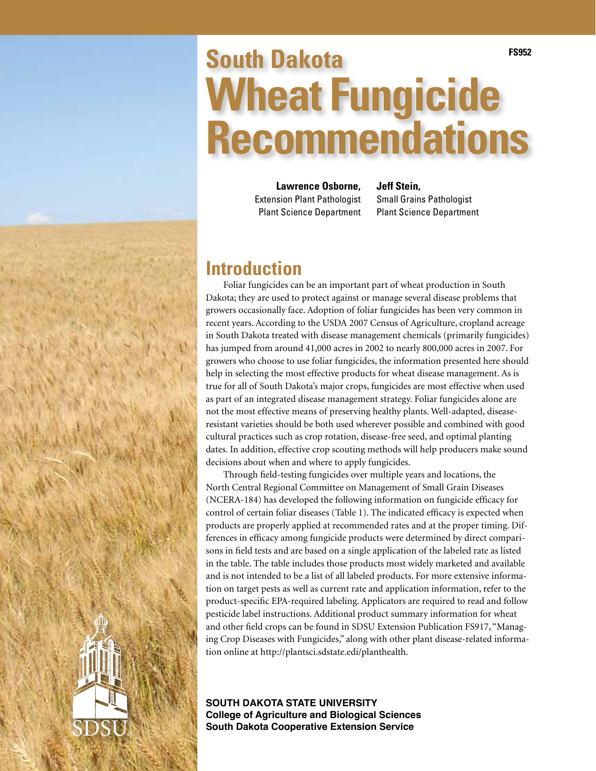FS952

# South Dakota Wheat Fungicide Recommendations

**Lawrence Osborne,**
Extension Plant Pathologist
Plant Science Department

**Jeff Stein,**
Small Grains Pathologist
Plant Science Department

## Introduction

Foliar fungicides can be an important part of wheat production in South Dakota; they are used to protect against or manage several disease problems that growers occasionally face. Adoption of foliar fungicides has been very common in recent years. According to the USDA 2007 Census of Agriculture, cropland acreage in South Dakota treated with disease management chemicals (primarily fungicides) has jumped from around 41,000 acres in 2002 to nearly 800,000 acres in 2007. For growers who choose to use foliar fungicides, the information presented here should help in selecting the most effective products for wheat disease management. As is true for all of South Dakota's major crops, fungicides are most effective when used as part of an integrated disease management strategy. Foliar fungicides alone are not the most effective means of preserving healthy plants. Well-adapted, disease-resistant varieties should be both used wherever possible and combined with good cultural practices such as crop rotation, disease-free seed, and optimal planting dates. In addition, effective crop scouting methods will help producers make sound decisions about when and where to apply fungicides.

Through field-testing fungicides over multiple years and locations, the North Central Regional Committee on Management of Small Grain Diseases (NCERA-184) has developed the following information on fungicide efficacy for control of certain foliar diseases (Table 1). The indicated efficacy is expected when products are properly applied at recommended rates and at the proper timing. Differences in efficacy among fungicide products were determined by direct comparisons in field tests and are based on a single application of the labeled rate as listed in the table. The table includes those products most widely marketed and available and is not intended to be a list of all labeled products. For more extensive information on target pests as well as current rate and application information, refer to the product-specific EPA-required labeling. Applicators are required to read and follow pesticide label instructions. Additional product summary information for wheat and other field crops can be found in SDSU Extension Publication FS917, "Managing Crop Diseases with Fungicides," along with other plant disease-related information online at http://plantsci.sdstate.edi/planthealth.

**SOUTH DAKOTA STATE UNIVERSITY**
**College of Agriculture and Biological Sciences**
**South Dakota Cooperative Extension Service**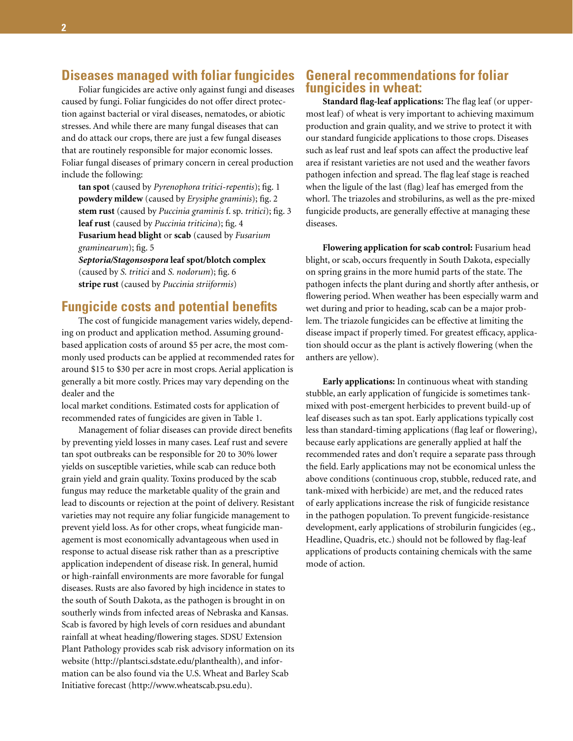## Diseases managed with foliar fungicides

Foliar fungicides are active only against fungi and diseases caused by fungi. Foliar fungicides do not offer direct protection against bacterial or viral diseases, nematodes, or abiotic stresses. And while there are many fungal diseases that can and do attack our crops, there are just a few fungal diseases that are routinely responsible for major economic losses. Foliar fungal diseases of primary concern in cereal production include the following:

**tan spot** (caused by *Pyrenophora tritici-repentis*); fig. 1
**powdery mildew** (caused by *Erysiphe graminis*); fig. 2
**stem rust** (caused by *Puccinia graminis* f. sp. *tritici*); fig. 3
**leaf rust** (caused by *Puccinia triticina*); fig. 4
**Fusarium head blight** or **scab** (caused by *Fusarium graminearum*); fig. 5
***Septoria/Stagonsospora* leaf spot/blotch complex** (caused by *S. tritici* and *S. nodorum*); fig. 6
**stripe rust** (caused by *Puccinia striiformis*)

## Fungicide costs and potential benefits

The cost of fungicide management varies widely, depending on product and application method. Assuming ground-based application costs of around $5 per acre, the most commonly used products can be applied at recommended rates for around $15 to $30 per acre in most crops. Aerial application is generally a bit more costly. Prices may vary depending on the dealer and the local market conditions. Estimated costs for application of recommended rates of fungicides are given in Table 1.

Management of foliar diseases can provide direct benefits by preventing yield losses in many cases. Leaf rust and severe tan spot outbreaks can be responsible for 20 to 30% lower yields on susceptible varieties, while scab can reduce both grain yield and grain quality. Toxins produced by the scab fungus may reduce the marketable quality of the grain and lead to discounts or rejection at the point of delivery. Resistant varieties may not require any foliar fungicide management to prevent yield loss. As for other crops, wheat fungicide management is most economically advantageous when used in response to actual disease risk rather than as a prescriptive application independent of disease risk. In general, humid or high-rainfall environments are more favorable for fungal diseases. Rusts are also favored by high incidence in states to the south of South Dakota, as the pathogen is brought in on southerly winds from infected areas of Nebraska and Kansas. Scab is favored by high levels of corn residues and abundant rainfall at wheat heading/flowering stages. SDSU Extension Plant Pathology provides scab risk advisory information on its website (http://plantsci.sdstate.edu/planthealth), and information can be also found via the U.S. Wheat and Barley Scab Initiative forecast (http://www.wheatscab.psu.edu).

## General recommendations for foliar fungicides in wheat:

**Standard flag-leaf applications:** The flag leaf (or uppermost leaf) of wheat is very important to achieving maximum production and grain quality, and we strive to protect it with our standard fungicide applications to those crops. Diseases such as leaf rust and leaf spots can affect the productive leaf area if resistant varieties are not used and the weather favors pathogen infection and spread. The flag leaf stage is reached when the ligule of the last (flag) leaf has emerged from the whorl. The triazoles and strobilurins, as well as the pre-mixed fungicide products, are generally effective at managing these diseases.

**Flowering application for scab control:** Fusarium head blight, or scab, occurs frequently in South Dakota, especially on spring grains in the more humid parts of the state. The pathogen infects the plant during and shortly after anthesis, or flowering period. When weather has been especially warm and wet during and prior to heading, scab can be a major problem. The triazole fungicides can be effective at limiting the disease impact if properly timed. For greatest efficacy, application should occur as the plant is actively flowering (when the anthers are yellow).

**Early applications:** In continuous wheat with standing stubble, an early application of fungicide is sometimes tank-mixed with post-emergent herbicides to prevent build-up of leaf diseases such as tan spot. Early applications typically cost less than standard-timing applications (flag leaf or flowering), because early applications are generally applied at half the recommended rates and don't require a separate pass through the field. Early applications may not be economical unless the above conditions (continuous crop, stubble, reduced rate, and tank-mixed with herbicide) are met, and the reduced rates of early applications increase the risk of fungicide resistance in the pathogen population. To prevent fungicide-resistance development, early applications of strobilurin fungicides (eg., Headline, Quadris, etc.) should not be followed by flag-leaf applications of products containing chemicals with the same mode of action.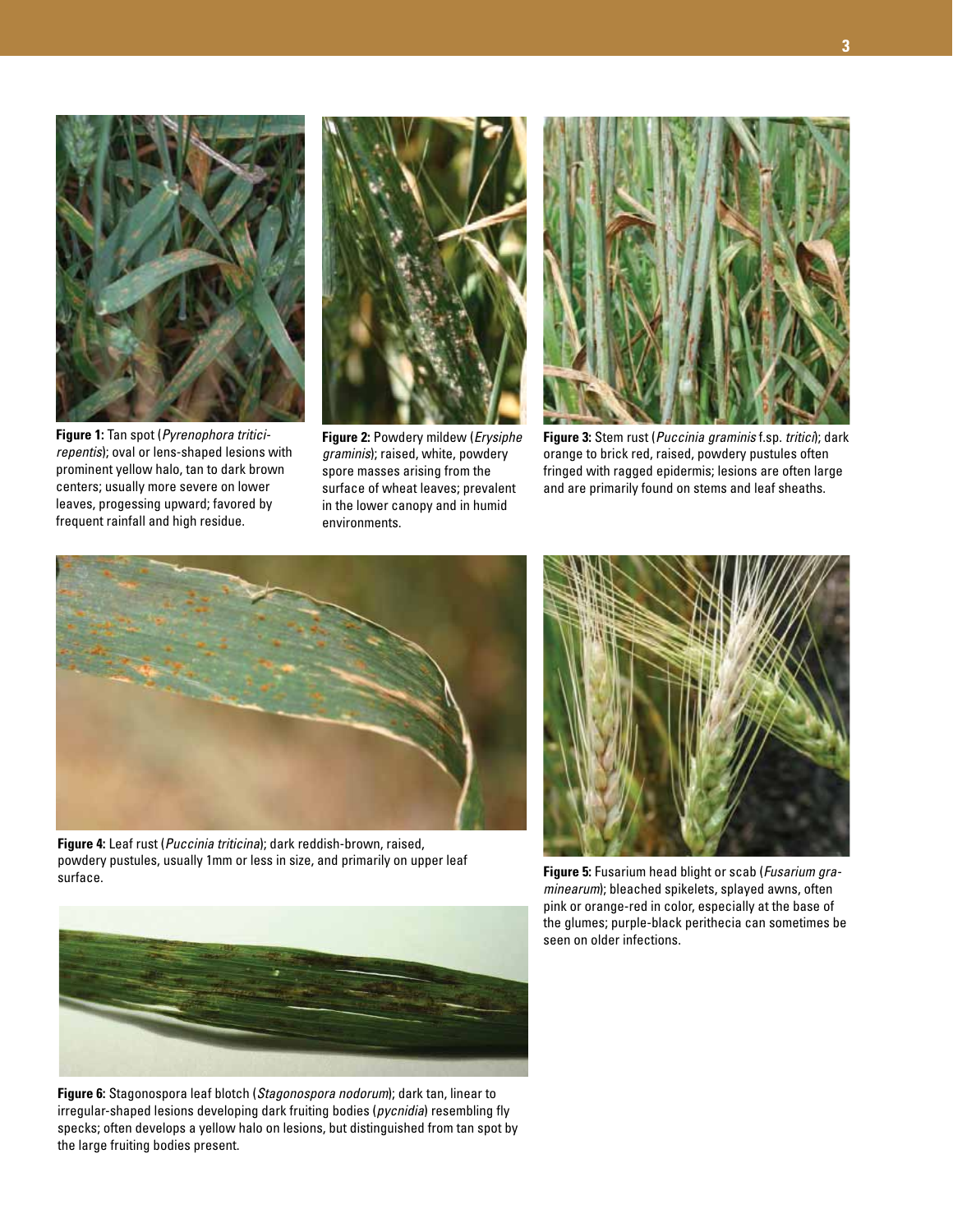**Figure 1:** Tan spot (*Pyrenophora tritici-repentis*); oval or lens-shaped lesions with prominent yellow halo, tan to dark brown centers; usually more severe on lower leaves, progessing upward; favored by frequent rainfall and high residue.

**Figure 2:** Powdery mildew (*Erysiphe graminis*); raised, white, powdery spore masses arising from the surface of wheat leaves; prevalent in the lower canopy and in humid environments.

**Figure 3:** Stem rust (*Puccinia graminis* f.sp. *tritici*); dark orange to brick red, raised, powdery pustules often fringed with ragged epidermis; lesions are often large and are primarily found on stems and leaf sheaths.

**Figure 4:** Leaf rust (*Puccinia triticina*); dark reddish-brown, raised, powdery pustules, usually 1mm or less in size, and primarily on upper leaf surface.

**Figure 5:** Fusarium head blight or scab (*Fusarium graminearum*); bleached spikelets, splayed awns, often pink or orange-red in color, especially at the base of the glumes; purple-black perithecia can sometimes be seen on older infections.

**Figure 6:** Stagonospora leaf blotch (*Stagonospora nodorum*); dark tan, linear to irregular-shaped lesions developing dark fruiting bodies (*pycnidia*) resembling fly specks; often develops a yellow halo on lesions, but distinguished from tan spot by the large fruiting bodies present.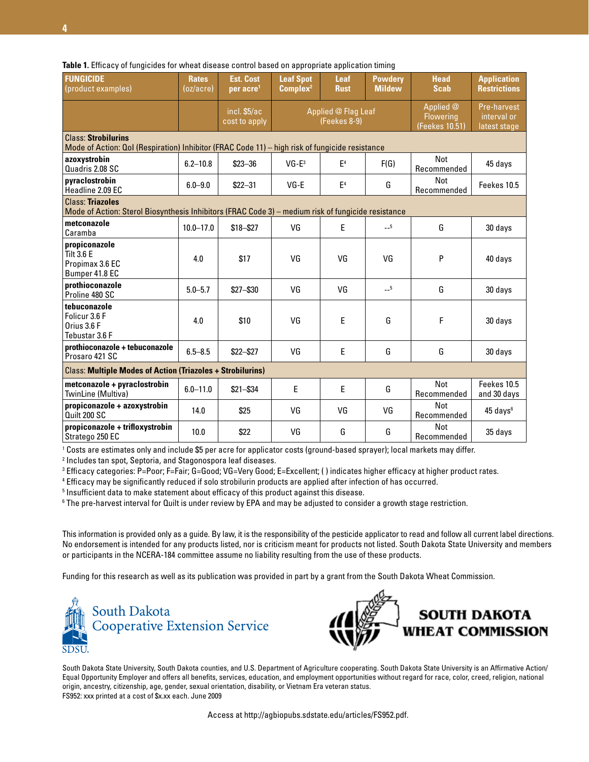**Table 1.** Efficacy of fungicides for wheat disease control based on appropriate application timing

| FUNGICIDE (product examples) | Rates (oz/acre) | Est. Cost per acre[1] | Leaf Spot Complex[2] | Leaf Rust | Powdery Mildew | Head Scab | Application Restrictions |
|---|---|---|---|---|---|---|---|
| | | incl. $5/ac cost to apply | Applied @ Flag Leaf (Feekes 8-9) | | | Applied @ Flowering (Feekes 10.51) | Pre-harvest interval or latest stage |
| Class: **Strobilurins** Mode of Action: QoI (Respiration) Inhibitor (FRAC Code 11) – high risk of fungicide resistance | | | | | | | |
| **azoxystrobin** Quadris 2.08 SC | 6.2–10.8 | $23–36 | VG-E[3] | E[4] | F(G) | Not Recommended | 45 days |
| **pyraclostrobin** Headline 2.09 EC | 6.0–9.0 | $22–31 | VG-E | E[4] | G | Not Recommended | Feekes 10.5 |
| Class: **Triazoles** Mode of Action: Sterol Biosynthesis Inhibitors (FRAC Code 3) – medium risk of fungicide resistance | | | | | | | |
| **metconazole** Caramba | 10.0–17.0 | $18–$27 | VG | E | --[5] | G | 30 days |
| **propiconazole** Tilt 3.6 E Propimax 3.6 EC Bumper 41.8 EC | 4.0 | $17 | VG | VG | VG | P | 40 days |
| **prothioconazole** Proline 480 SC | 5.0–5.7 | $27–$30 | VG | VG | --[5] | G | 30 days |
| **tebuconazole** Folicur 3.6 F Orius 3.6 F Tebustar 3.6 F | 4.0 | $10 | VG | E | G | F | 30 days |
| **prothioconazole + tebuconazole** Prosaro 421 SC | 6.5–8.5 | $22–$27 | VG | E | G | G | 30 days |
| Class: **Multiple Modes of Action (Triazoles + Strobilurins)** | | | | | | | |
| **metconazole + pyraclostrobin** TwinLine (Multiva) | 6.0–11.0 | $21–$34 | E | E | G | Not Recommended | Feekes 10.5 and 30 days |
| **propiconazole + azoxystrobin** Quilt 200 SC | 14.0 | $25 | VG | VG | VG | Not Recommended | 45 days[6] |
| **propiconazole + trifloxystrobin** Stratego 250 EC | 10.0 | $22 | VG | G | G | Not Recommended | 35 days |

[1] Costs are estimates only and include $5 per acre for applicator costs (ground-based sprayer); local markets may differ.
[2] Includes tan spot, Septoria, and Stagonospora leaf diseases.
[3] Efficacy categories: P=Poor; F=Fair; G=Good; VG=Very Good; E=Excellent; ( ) indicates higher efficacy at higher product rates.
[4] Efficacy may be significantly reduced if solo strobilurin products are applied after infection of has occurred.
[5] Insufficient data to make statement about efficacy of this product against this disease.
[6] The pre-harvest interval for Quilt is under review by EPA and may be adjusted to consider a growth stage restriction.

This information is provided only as a guide. By law, it is the responsibility of the pesticide applicator to read and follow all current label directions. No endorsement is intended for any products listed, nor is criticism meant for products not listed. South Dakota State University and members or participants in the NCERA-184 committee assume no liability resulting from the use of these products.

Funding for this research as well as its publication was provided in part by a grant from the South Dakota Wheat Commission.

SDSU. South Dakota Cooperative Extension Service

SOUTH DAKOTA WHEAT COMMISSION

South Dakota State University, South Dakota counties, and U.S. Department of Agriculture cooperating. South Dakota State University is an Affirmative Action/ Equal Opportunity Employer and offers all benefits, services, education, and employment opportunities without regard for race, color, creed, religion, national origin, ancestry, citizenship, age, gender, sexual orientation, disability, or Vietnam Era veteran status.
FS952: xxx printed at a cost of $x.xx each. June 2009

Access at http://agbiopubs.sdstate.edu/articles/FS952.pdf.